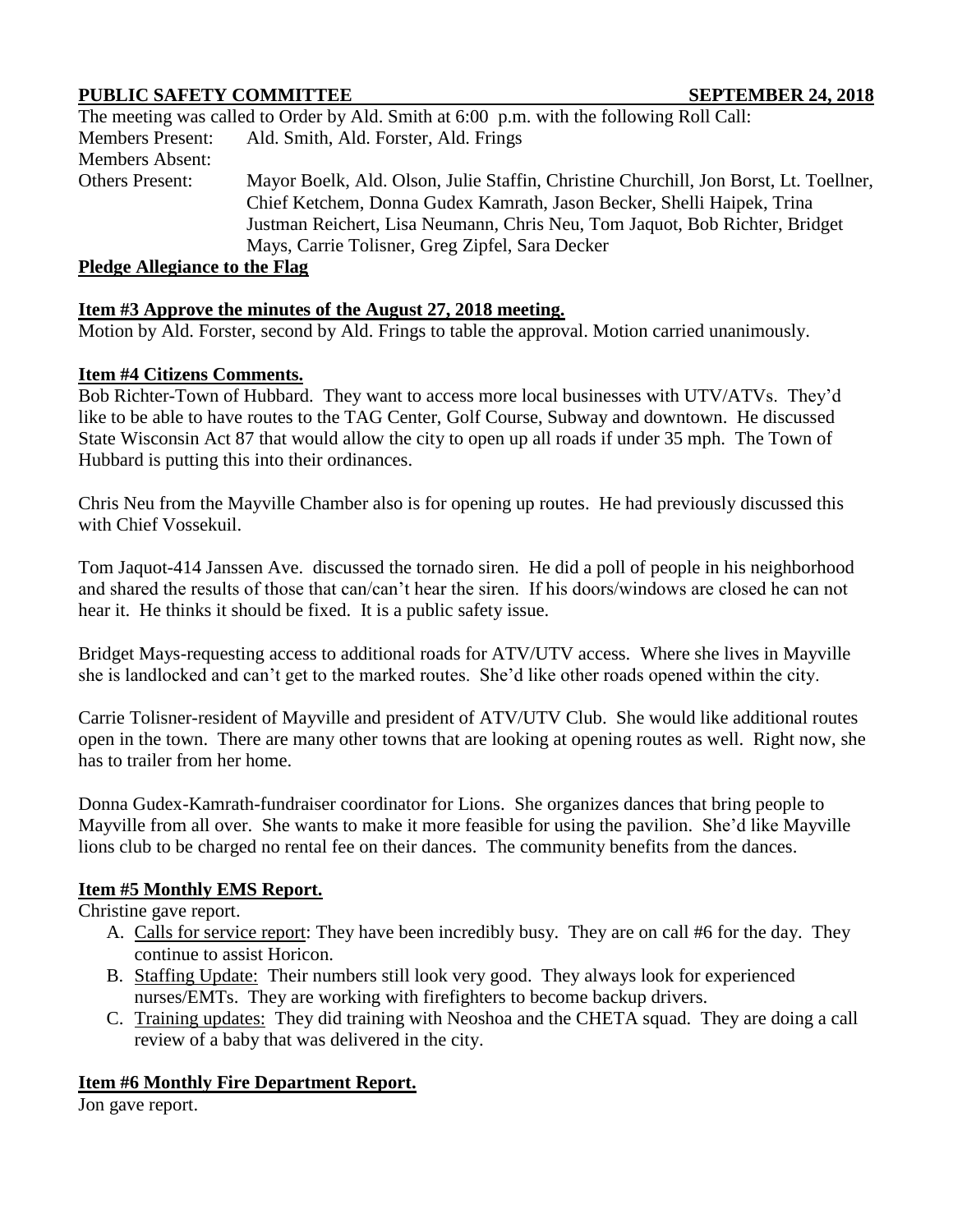**PUBLIC SAFETY COMMITTEE SEPTEMBER 24, 2018**

The meeting was called to Order by Ald. Smith at 6:00 p.m. with the following Roll Call:

Members Present: Ald. Smith, Ald. Forster, Ald. Frings

Members Absent:

Others Present: Mayor Boelk, Ald. Olson, Julie Staffin, Christine Churchill, Jon Borst, Lt. Toellner, Chief Ketchem, Donna Gudex Kamrath, Jason Becker, Shelli Haipek, Trina Justman Reichert, Lisa Neumann, Chris Neu, Tom Jaquot, Bob Richter, Bridget Mays, Carrie Tolisner, Greg Zipfel, Sara Decker

**Pledge Allegiance to the Flag**

**Item #3 Approve the minutes of the August 27, 2018 meeting.**

Motion by Ald. Forster, second by Ald. Frings to table the approval. Motion carried unanimously.

**Item #4 Citizens Comments.**

Bob Richter-Town of Hubbard. They want to access more local businesses with UTV/ATVs. They'd like to be able to have routes to the TAG Center, Golf Course, Subway and downtown. He discussed State Wisconsin Act 87 that would allow the city to open up all roads if under 35 mph. The Town of Hubbard is putting this into their ordinances.

Chris Neu from the Mayville Chamber also is for opening up routes. He had previously discussed this with Chief Vossekuil.

Tom Jaquot-414 Janssen Ave. discussed the tornado siren. He did a poll of people in his neighborhood and shared the results of those that can/can't hear the siren. If his doors/windows are closed he can not hear it. He thinks it should be fixed. It is a public safety issue.

Bridget Mays-requesting access to additional roads for ATV/UTV access. Where she lives in Mayville she is landlocked and can't get to the marked routes. She'd like other roads opened within the city.

Carrie Tolisner-resident of Mayville and president of ATV/UTV Club. She would like additional routes open in the town. There are many other towns that are looking at opening routes as well. Right now, she has to trailer from her home.

Donna Gudex-Kamrath-fundraiser coordinator for Lions. She organizes dances that bring people to Mayville from all over. She wants to make it more feasible for using the pavilion. She'd like Mayville lions club to be charged no rental fee on their dances. The community benefits from the dances.

**Item #5 Monthly EMS Report.**

Christine gave report.

A. Calls for service report: They have been incredibly busy. They are on call #6 for the day. They continue to assist Horicon.
B. Staffing Update: Their numbers still look very good. They always look for experienced nurses/EMTs. They are working with firefighters to become backup drivers.
C. Training updates: They did training with Neoshoa and the CHETA squad. They are doing a call review of a baby that was delivered in the city.

**Item #6 Monthly Fire Department Report.**

Jon gave report.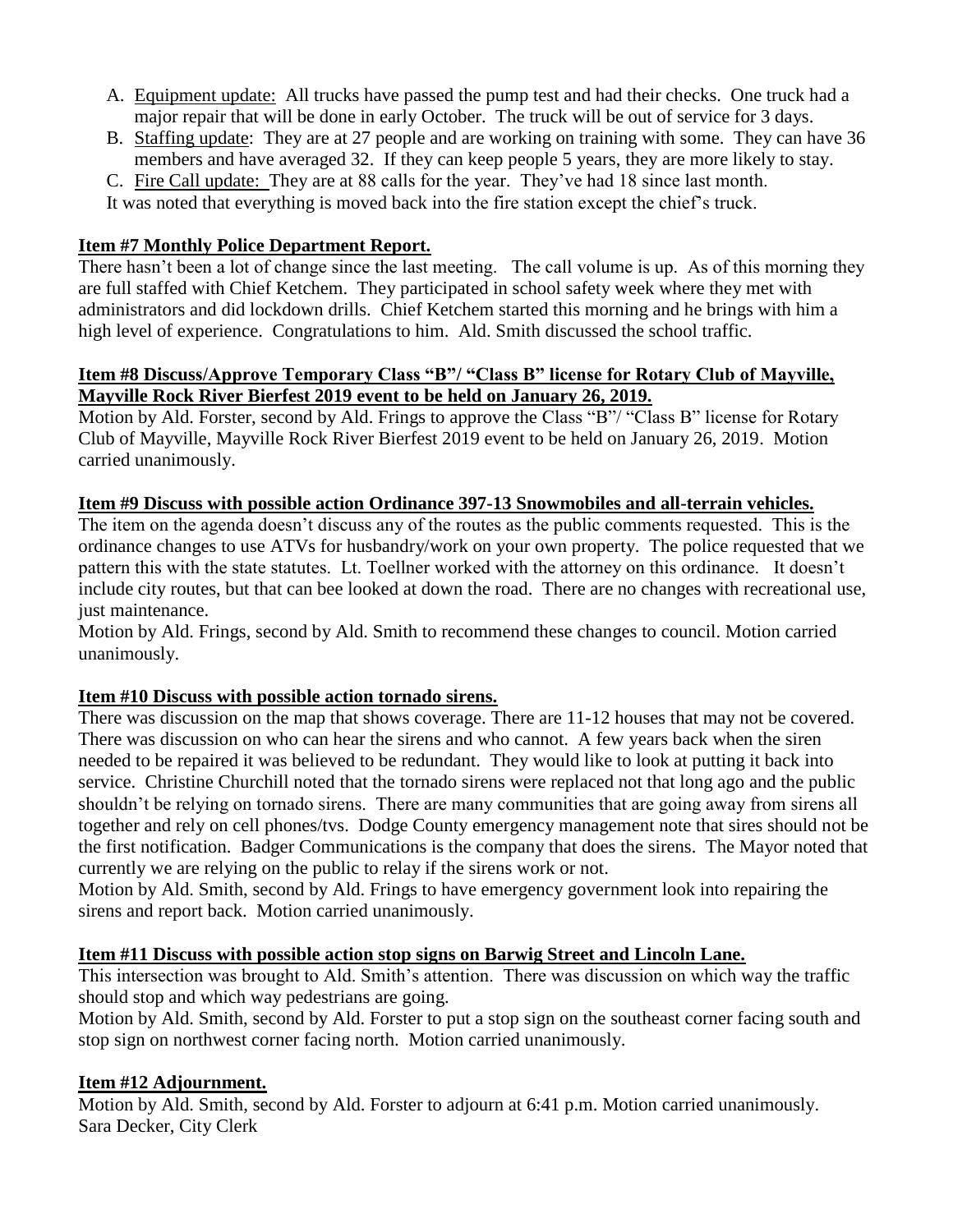A. Equipment update: All trucks have passed the pump test and had their checks. One truck had a major repair that will be done in early October. The truck will be out of service for 3 days.
B. Staffing update: They are at 27 people and are working on training with some. They can have 36 members and have averaged 32. If they can keep people 5 years, they are more likely to stay.
C. Fire Call update: They are at 88 calls for the year. They've had 18 since last month.

It was noted that everything is moved back into the fire station except the chief's truck.

**Item #7 Monthly Police Department Report.**

There hasn't been a lot of change since the last meeting. The call volume is up. As of this morning they are full staffed with Chief Ketchem. They participated in school safety week where they met with administrators and did lockdown drills. Chief Ketchem started this morning and he brings with him a high level of experience. Congratulations to him. Ald. Smith discussed the school traffic.

**Item #8 Discuss/Approve Temporary Class "B"/ "Class B" license for Rotary Club of Mayville, Mayville Rock River Bierfest 2019 event to be held on January 26, 2019.**

Motion by Ald. Forster, second by Ald. Frings to approve the Class "B"/ "Class B" license for Rotary Club of Mayville, Mayville Rock River Bierfest 2019 event to be held on January 26, 2019. Motion carried unanimously.

**Item #9 Discuss with possible action Ordinance 397-13 Snowmobiles and all-terrain vehicles.**

The item on the agenda doesn't discuss any of the routes as the public comments requested. This is the ordinance changes to use ATVs for husbandry/work on your own property. The police requested that we pattern this with the state statutes. Lt. Toellner worked with the attorney on this ordinance. It doesn't include city routes, but that can bee looked at down the road. There are no changes with recreational use, just maintenance.

Motion by Ald. Frings, second by Ald. Smith to recommend these changes to council. Motion carried unanimously.

**Item #10 Discuss with possible action tornado sirens.**

There was discussion on the map that shows coverage. There are 11-12 houses that may not be covered. There was discussion on who can hear the sirens and who cannot. A few years back when the siren needed to be repaired it was believed to be redundant. They would like to look at putting it back into service. Christine Churchill noted that the tornado sirens were replaced not that long ago and the public shouldn't be relying on tornado sirens. There are many communities that are going away from sirens all together and rely on cell phones/tvs. Dodge County emergency management note that sires should not be the first notification. Badger Communications is the company that does the sirens. The Mayor noted that currently we are relying on the public to relay if the sirens work or not.

Motion by Ald. Smith, second by Ald. Frings to have emergency government look into repairing the sirens and report back. Motion carried unanimously.

**Item #11 Discuss with possible action stop signs on Barwig Street and Lincoln Lane.**

This intersection was brought to Ald. Smith's attention. There was discussion on which way the traffic should stop and which way pedestrians are going.

Motion by Ald. Smith, second by Ald. Forster to put a stop sign on the southeast corner facing south and stop sign on northwest corner facing north. Motion carried unanimously.

**Item #12 Adjournment.**

Motion by Ald. Smith, second by Ald. Forster to adjourn at 6:41 p.m. Motion carried unanimously.
Sara Decker, City Clerk